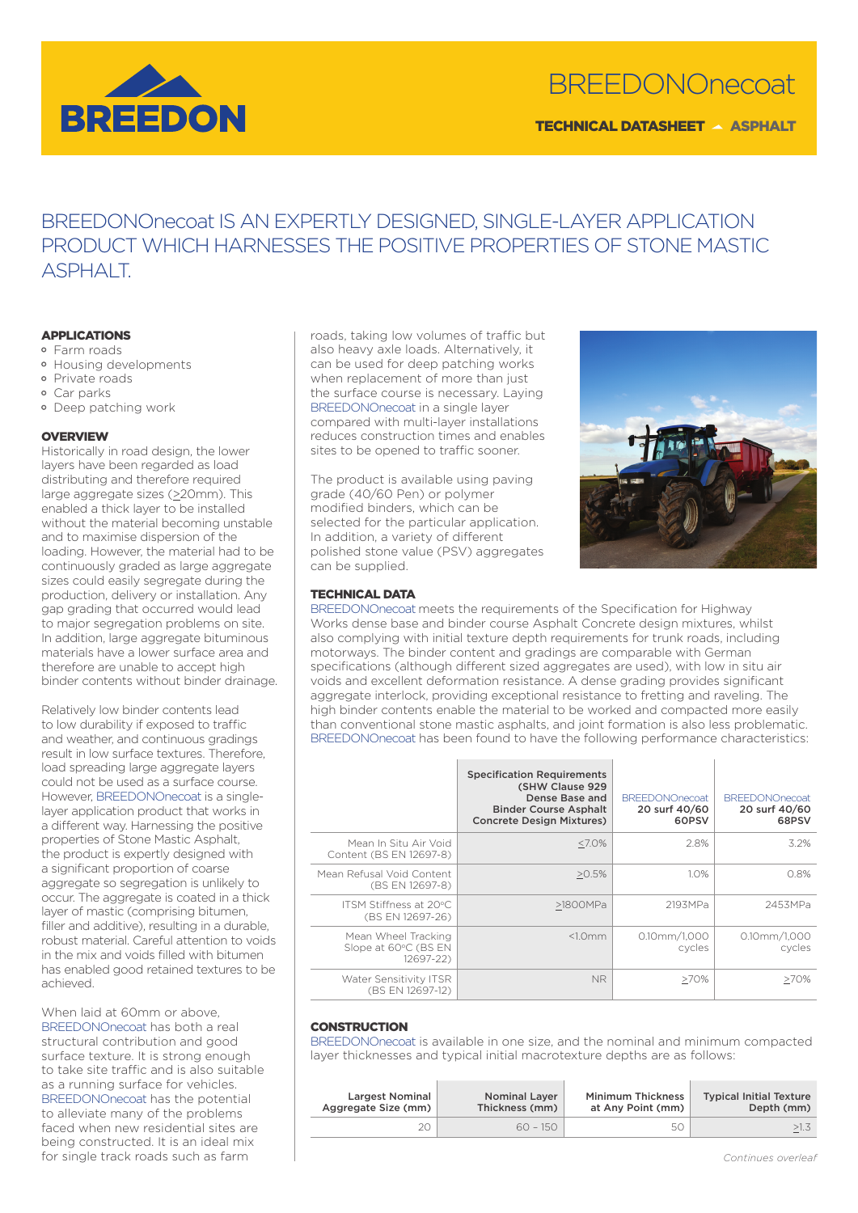# BREEDONOnecoat

**TECHNICAL DATASHEET – ASPHALT**

## BREEDONOnecoat IS AN EXPERTLY DESIGNED, SINGLE-LAYER APPLICATION PRODUCT WHICH HARNESSES THE POSITIVE PROPERTIES OF STONE MASTIC ASPHALT.

### APPLICATIONS

- Farm roads
- Housing developments
- Private roads
- Car parks
- Deep patching work

### OVERVIEW

Historically in road design, the lower layers have been regarded as load distributing and therefore required large aggregate sizes (≥20mm). This enabled a thick layer to be installed without the material becoming unstable and to maximise dispersion of the loading. However, the material had to be continuously graded as large aggregate sizes could easily segregate during the production, delivery or installation. Any gap grading that occurred would lead to major segregation problems on site. In addition, large aggregate bituminous materials have a lower surface area and therefore are unable to accept high binder contents without binder drainage.

Relatively low binder contents lead to low durability if exposed to traffic and weather, and continuous gradings result in low surface textures. Therefore, load spreading large aggregate layers could not be used as a surface course. However, BREEDONOnecoat is a single-layer application product that works in a different way. Harnessing the positive properties of Stone Mastic Asphalt, the product is expertly designed with a significant proportion of coarse aggregate so segregation is unlikely to occur. The aggregate is coated in a thick layer of mastic (comprising bitumen, filler and additive), resulting in a durable, robust material. Careful attention to voids in the mix and voids filled with bitumen has enabled good retained textures to be achieved.

When laid at 60mm or above, BREEDONOnecoat has both a real structural contribution and good surface texture. It is strong enough to take site traffic and is also suitable as a running surface for vehicles. BREEDONOnecoat has the potential to alleviate many of the problems faced when new residential sites are being constructed. It is an ideal mix for single track roads such as farm roads, taking low volumes of traffic but also heavy axle loads. Alternatively, it can be used for deep patching works when replacement of more than just the surface course is necessary. Laying BREEDONOnecoat in a single layer compared with multi-layer installations reduces construction times and enables sites to be opened to traffic sooner.

The product is available using paving grade (40/60 Pen) or polymer modified binders, which can be selected for the particular application. In addition, a variety of different polished stone value (PSV) aggregates can be supplied.

### TECHNICAL DATA

BREEDONOnecoat meets the requirements of the Specification for Highway Works dense base and binder course Asphalt Concrete design mixtures, whilst also complying with initial texture depth requirements for trunk roads, including motorways. The binder content and gradings are comparable with German specifications (although different sized aggregates are used), with low in situ air voids and excellent deformation resistance. A dense grading provides significant aggregate interlock, providing exceptional resistance to fretting and raveling. The high binder contents enable the material to be worked and compacted more easily than conventional stone mastic asphalts, and joint formation is also less problematic. BREEDONOnecoat has been found to have the following performance characteristics:

| | Specification Requirements (SHW Clause 929 Dense Base and Binder Course Asphalt Concrete Design Mixtures) | BREEDONOnecoat 20 surf 40/60 60PSV | BREEDONOnecoat 20 surf 40/60 68PSV |
|---|---|---|---|
| Mean In Situ Air Void Content (BS EN 12697-8) | ≤7.0% | 2.8% | 3.2% |
| Mean Refusal Void Content (BS EN 12697-8) | ≥0.5% | 1.0% | 0.8% |
| ITSM Stiffness at 20°C (BS EN 12697-26) | ≥1800MPa | 2193MPa | 2453MPa |
| Mean Wheel Tracking Slope at 60°C (BS EN 12697-22) | <1.0mm | 0.10mm/1,000 cycles | 0.10mm/1,000 cycles |
| Water Sensitivity ITSR (BS EN 12697-12) | NR | ≥70% | ≥70% |

### CONSTRUCTION

BREEDONOnecoat is available in one size, and the nominal and minimum compacted layer thicknesses and typical initial macrotexture depths are as follows:

| Largest Nominal Aggregate Size (mm) | Nominal Layer Thickness (mm) | Minimum Thickness at Any Point (mm) | Typical Initial Texture Depth (mm) |
|---|---|---|---|
| 20 | 60 - 150 | 50 | ≥1.3 |

*Continues overleaf*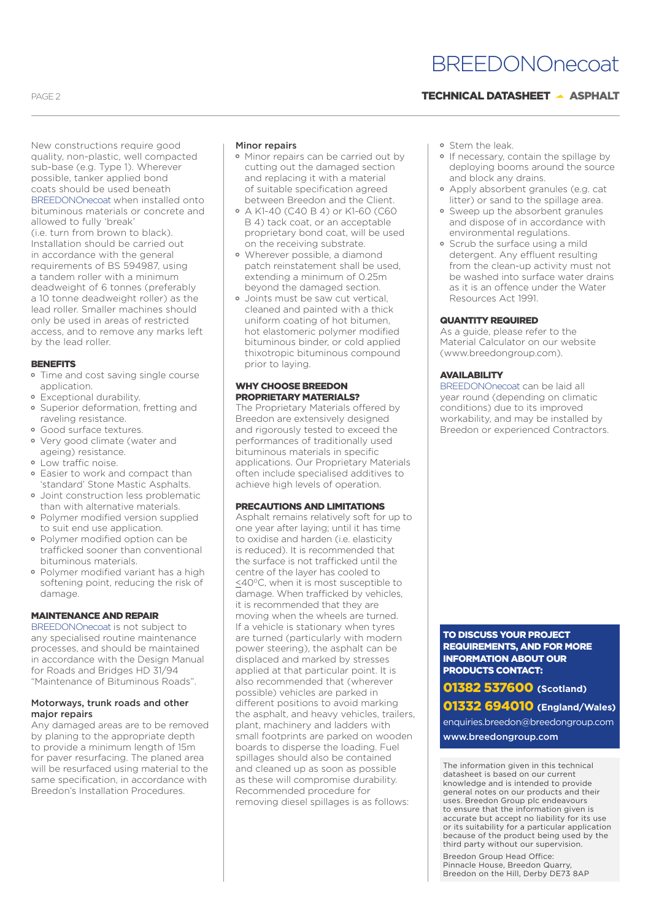New constructions require good quality, non-plastic, well compacted sub-base (e.g. Type 1). Wherever possible, tanker applied bond coats should be used beneath BREEDONOnecoat when installed onto bituminous materials or concrete and allowed to fully 'break' (i.e. turn from brown to black). Installation should be carried out in accordance with the general requirements of BS 594987, using a tandem roller with a minimum deadweight of 6 tonnes (preferably a 10 tonne deadweight roller) as the lead roller. Smaller machines should only be used in areas of restricted access, and to remove any marks left by the lead roller.

## BENEFITS

- Time and cost saving single course application.
- Exceptional durability.
- Superior deformation, fretting and raveling resistance.
- Good surface textures.
- Very good climate (water and ageing) resistance.
- Low traffic noise.
- Easier to work and compact than 'standard' Stone Mastic Asphalts.
- Joint construction less problematic than with alternative materials.
- Polymer modified version supplied to suit end use application.
- Polymer modified option can be trafficked sooner than conventional bituminous materials.
- Polymer modified variant has a high softening point, reducing the risk of damage.

## MAINTENANCE AND REPAIR

BREEDONOnecoat is not subject to any specialised routine maintenance processes, and should be maintained in accordance with the Design Manual for Roads and Bridges HD 31/94 "Maintenance of Bituminous Roads".

### Motorways, trunk roads and other major repairs

Any damaged areas are to be removed by planing to the appropriate depth to provide a minimum length of 15m for paver resurfacing. The planed area will be resurfaced using material to the same specification, in accordance with Breedon's Installation Procedures.

### Minor repairs

- Minor repairs can be carried out by cutting out the damaged section and replacing it with a material of suitable specification agreed between Breedon and the Client.
- A K1-40 (C40 B 4) or K1-60 (C60 B 4) tack coat, or an acceptable proprietary bond coat, will be used on the receiving substrate.
- Wherever possible, a diamond patch reinstatement shall be used, extending a minimum of 0.25m beyond the damaged section.
- Joints must be saw cut vertical, cleaned and painted with a thick uniform coating of hot bitumen, hot elastomeric polymer modified bituminous binder, or cold applied thixotropic bituminous compound prior to laying.

## WHY CHOOSE BREEDON PROPRIETARY MATERIALS?

The Proprietary Materials offered by Breedon are extensively designed and rigorously tested to exceed the performances of traditionally used bituminous materials in specific applications. Our Proprietary Materials often include specialised additives to achieve high levels of operation.

## PRECAUTIONS AND LIMITATIONS

Asphalt remains relatively soft for up to one year after laying; until it has time to oxidise and harden (i.e. elasticity is reduced). It is recommended that the surface is not trafficked until the centre of the layer has cooled to $\leq 40^{\circ}C$, when it is most susceptible to damage. When trafficked by vehicles, it is recommended that they are moving when the wheels are turned. If a vehicle is stationary when tyres are turned (particularly with modern power steering), the asphalt can be displaced and marked by stresses applied at that particular point. It is also recommended that (wherever possible) vehicles are parked in different positions to avoid marking the asphalt, and heavy vehicles, trailers, plant, machinery and ladders with small footprints are parked on wooden boards to disperse the loading. Fuel spillages should also be contained and cleaned up as soon as possible as these will compromise durability. Recommended procedure for removing diesel spillages is as follows:

- Stem the leak.
- If necessary, contain the spillage by deploying booms around the source and block any drains.
- Apply absorbent granules (e.g. cat litter) or sand to the spillage area.
- Sweep up the absorbent granules and dispose of in accordance with environmental regulations.
- Scrub the surface using a mild detergent. Any effluent resulting from the clean-up activity must not be washed into surface water drains as it is an offence under the Water Resources Act 1991.

## QUANTITY REQUIRED

As a guide, please refer to the Material Calculator on our website (www.breedongroup.com).

## AVAILABILITY

BREEDONOnecoat can be laid all year round (depending on climatic conditions) due to its improved workability, and may be installed by Breedon or experienced Contractors.

**TO DISCUSS YOUR PROJECT REQUIREMENTS, AND FOR MORE INFORMATION ABOUT OUR PRODUCTS CONTACT:**

**01382 537600** (Scotland)

**01332 694010** (England/Wales)

enquiries.breedon@breedongroup.com

**www.breedongroup.com**

The information given in this technical datasheet is based on our current knowledge and is intended to provide general notes on our products and their uses. Breedon Group plc endeavours to ensure that the information given is accurate but accept no liability for its use or its suitability for a particular application because of the product being used by the third party without our supervision.

Breedon Group Head Office:
Pinnacle House, Breedon Quarry,
Breedon on the Hill, Derby DE73 8AP